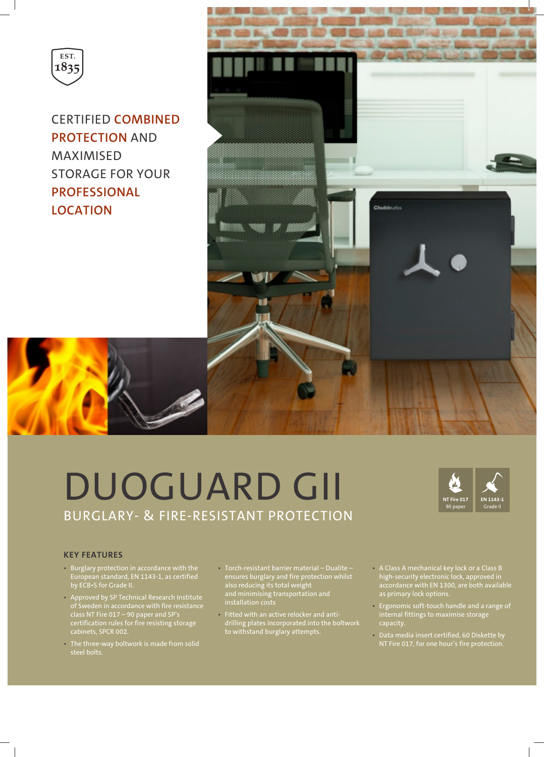EST. 1835

CERTIFIED COMBINED PROTECTION AND MAXIMISED STORAGE FOR YOUR PROFESSIONAL LOCATION

# DUOGUARD GII

## BURGLARY- & FIRE-RESISTANT PROTECTION

NT Fire 017 90 paper

EN 1143-1 Grade II

### KEY FEATURES

- Burglary protection in accordance with the European standard, EN 1143-1, as certified by ECB•S for Grade II.
- Approved by SP Technical Research Institute of Sweden in accordance with fire resistance class NT Fire 017 – 90 paper and SP's certification rules for fire resisting storage cabinets, SPCR 002.
- The three-way boltwork is made from solid steel bolts.
- Torch-resistant barrier material – Dualite – ensures burglary and fire protection whilst also reducing its total weight and minimising transportation and installation costs
- Fitted with an active relocker and anti-drilling plates incorporated into the boltwork to withstand burglary attempts.
- A Class A mechanical key lock or a Class B high-security electronic lock, approved in accordance with EN 1300, are both available as primary lock options.
- Ergonomic soft-touch handle and a range of internal fittings to maximise storage capacity.
- Data media insert certified, 60 Diskette by NT Fire 017, for one hour's fire protection.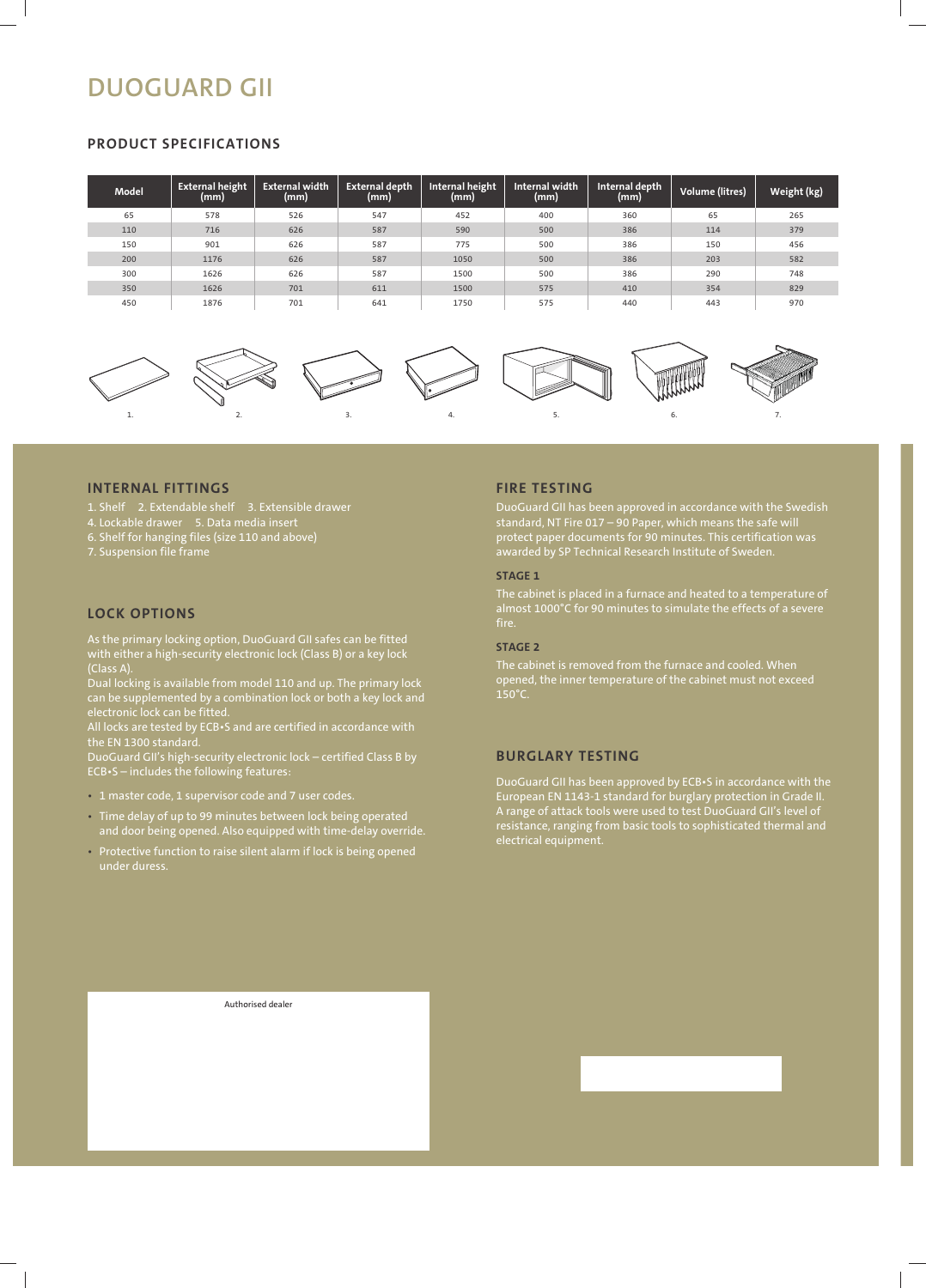# DUOGUARD GII

## PRODUCT SPECIFICATIONS

| Model | External height (mm) | External width (mm) | External depth (mm) | Internal height (mm) | Internal width (mm) | Internal depth (mm) | Volume (litres) | Weight (kg) |
|---|---|---|---|---|---|---|---|---|
| 65 | 578 | 526 | 547 | 452 | 400 | 360 | 65 | 265 |
| 110 | 716 | 626 | 587 | 590 | 500 | 386 | 114 | 379 |
| 150 | 901 | 626 | 587 | 775 | 500 | 386 | 150 | 456 |
| 200 | 1176 | 626 | 587 | 1050 | 500 | 386 | 203 | 582 |
| 300 | 1626 | 626 | 587 | 1500 | 500 | 386 | 290 | 748 |
| 350 | 1626 | 701 | 611 | 1500 | 575 | 410 | 354 | 829 |
| 450 | 1876 | 701 | 641 | 1750 | 575 | 440 | 443 | 970 |

1. 2. 3. 4. 5. 6. 7.

### INTERNAL FITTINGS

1. Shelf 2. Extendable shelf 3. Extensible drawer
4. Lockable drawer 5. Data media insert
6. Shelf for hanging files (size 110 and above)
7. Suspension file frame

### LOCK OPTIONS

As the primary locking option, DuoGuard GII safes can be fitted with either a high-security electronic lock (Class B) or a key lock (Class A).
Dual locking is available from model 110 and up. The primary lock can be supplemented by a combination lock or both a key lock and electronic lock can be fitted.
All locks are tested by ECB•S and are certified in accordance with the EN 1300 standard.
DuoGuard GII's high-security electronic lock – certified Class B by ECB•S – includes the following features:

- 1 master code, 1 supervisor code and 7 user codes.
- Time delay of up to 99 minutes between lock being operated and door being opened. Also equipped with time-delay override.
- Protective function to raise silent alarm if lock is being opened under duress.

### FIRE TESTING

DuoGuard GII has been approved in accordance with the Swedish standard, NT Fire 017 – 90 Paper, which means the safe will protect paper documents for 90 minutes. This certification was awarded by SP Technical Research Institute of Sweden.

**STAGE 1**

The cabinet is placed in a furnace and heated to a temperature of almost 1000°C for 90 minutes to simulate the effects of a severe fire.

**STAGE 2**

The cabinet is removed from the furnace and cooled. When opened, the inner temperature of the cabinet must not exceed 150°C.

### BURGLARY TESTING

DuoGuard GII has been approved by ECB•S in accordance with the European EN 1143-1 standard for burglary protection in Grade II. A range of attack tools were used to test DuoGuard GII's level of resistance, ranging from basic tools to sophisticated thermal and electrical equipment.

Authorised dealer